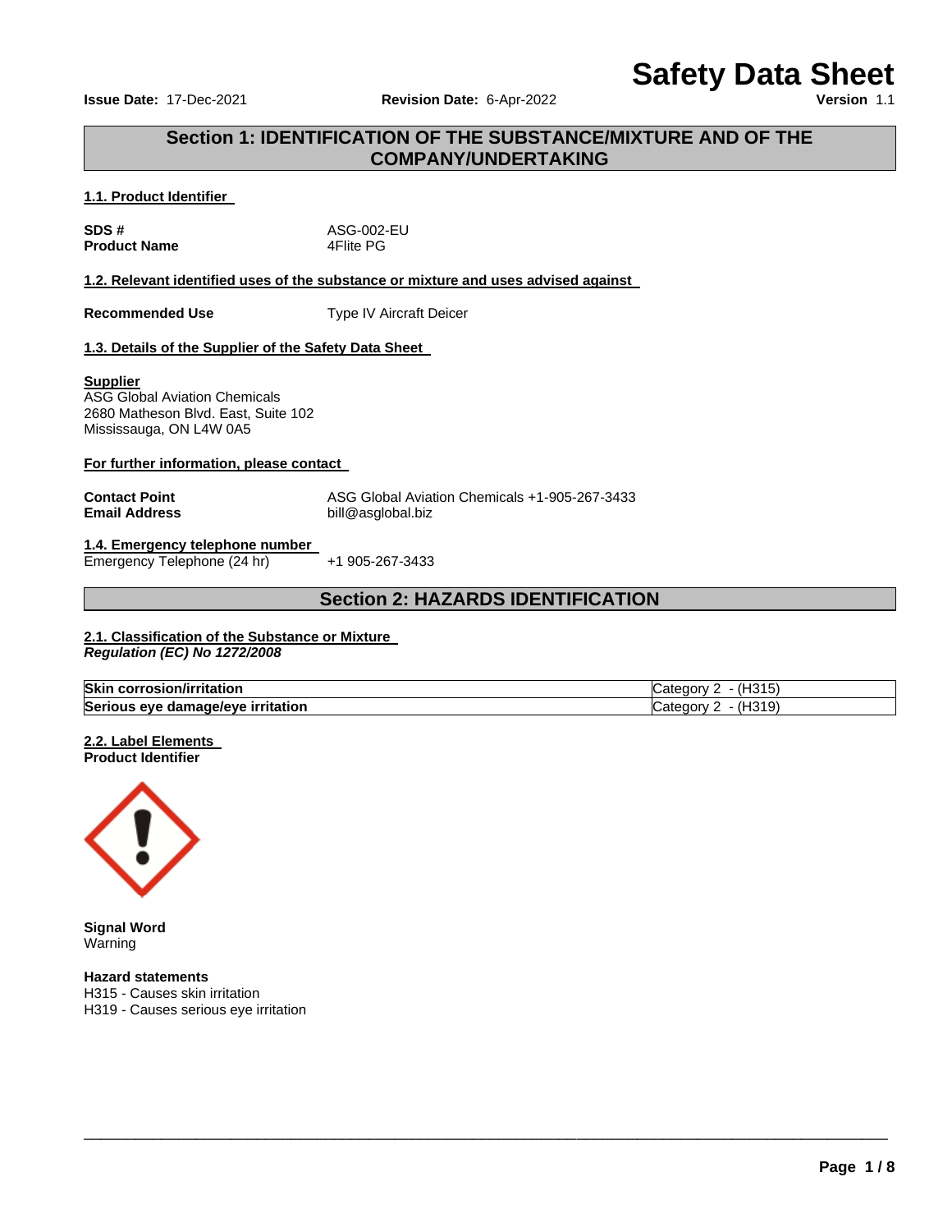# Safety Data Sheet

**Issue Date:** 17-Dec-2021 **Revision Date:** 6-Apr-2022 **Version** 1.1

## Section 1: IDENTIFICATION OF THE SUBSTANCE/MIXTURE AND OF THE COMPANY/UNDERTAKING

### 1.1. Product Identifier

**SDS #** ASG-002-EU
**Product Name** 4Flite PG

### 1.2. Relevant identified uses of the substance or mixture and uses advised against

**Recommended Use** Type IV Aircraft Deicer

### 1.3. Details of the Supplier of the Safety Data Sheet

**Supplier**
ASG Global Aviation Chemicals
2680 Matheson Blvd. East, Suite 102
Mississauga, ON L4W 0A5

**For further information, please contact**

**Contact Point** ASG Global Aviation Chemicals +1-905-267-3433
**Email Address** bill@asglobal.biz

### 1.4. Emergency telephone number

Emergency Telephone (24 hr) +1 905-267-3433

## Section 2: HAZARDS IDENTIFICATION

### 2.1. Classification of the Substance or Mixture

***Regulation (EC) No 1272/2008***

| | |
|---|---|
| **Skin corrosion/irritation** | Category 2 - (H315) |
| **Serious eye damage/eye irritation** | Category 2 - (H319) |

### 2.2. Label Elements

**Product Identifier**

**Signal Word**
Warning

**Hazard statements**
H315 - Causes skin irritation
H319 - Causes serious eye irritation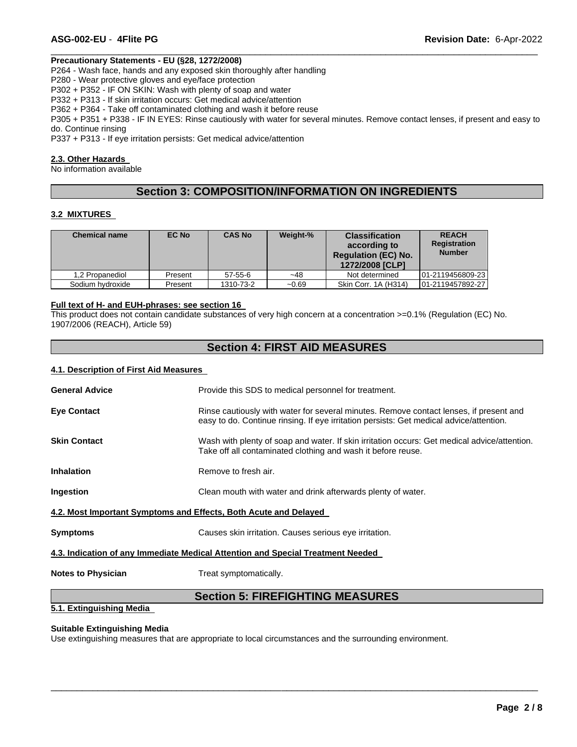**Precautionary Statements - EU (§28, 1272/2008)**

P264 - Wash face, hands and any exposed skin thoroughly after handling
P280 - Wear protective gloves and eye/face protection
P302 + P352 - IF ON SKIN: Wash with plenty of soap and water
P332 + P313 - If skin irritation occurs: Get medical advice/attention
P362 + P364 - Take off contaminated clothing and wash it before reuse
P305 + P351 + P338 - IF IN EYES: Rinse cautiously with water for several minutes. Remove contact lenses, if present and easy to do. Continue rinsing
P337 + P313 - If eye irritation persists: Get medical advice/attention

### 2.3. Other Hazards

No information available

## Section 3: COMPOSITION/INFORMATION ON INGREDIENTS

### 3.2 MIXTURES

| Chemical name | EC No | CAS No | Weight-% | Classification according to Regulation (EC) No. 1272/2008 [CLP] | REACH Registration Number |
|---|---|---|---|---|---|
| 1,2 Propanediol | Present | 57-55-6 | ~48 | Not determined | 01-2119456809-23 |
| Sodium hydroxide | Present | 1310-73-2 | ~0.69 | Skin Corr. 1A (H314) | 01-2119457892-27 |

**Full text of H- and EUH-phrases: see section 16**

This product does not contain candidate substances of very high concern at a concentration >=0.1% (Regulation (EC) No. 1907/2006 (REACH), Article 59)

## Section 4: FIRST AID MEASURES

### 4.1. Description of First Aid Measures

**General Advice**
Provide this SDS to medical personnel for treatment.

**Eye Contact**
Rinse cautiously with water for several minutes. Remove contact lenses, if present and easy to do. Continue rinsing. If eye irritation persists: Get medical advice/attention.

**Skin Contact**
Wash with plenty of soap and water. If skin irritation occurs: Get medical advice/attention. Take off all contaminated clothing and wash it before reuse.

**Inhalation**
Remove to fresh air.

**Ingestion**
Clean mouth with water and drink afterwards plenty of water.

### 4.2. Most Important Symptoms and Effects, Both Acute and Delayed

**Symptoms**
Causes skin irritation. Causes serious eye irritation.

### 4.3. Indication of any Immediate Medical Attention and Special Treatment Needed

**Notes to Physician**
Treat symptomatically.

## Section 5: FIREFIGHTING MEASURES

### 5.1. Extinguishing Media

**Suitable Extinguishing Media**

Use extinguishing measures that are appropriate to local circumstances and the surrounding environment.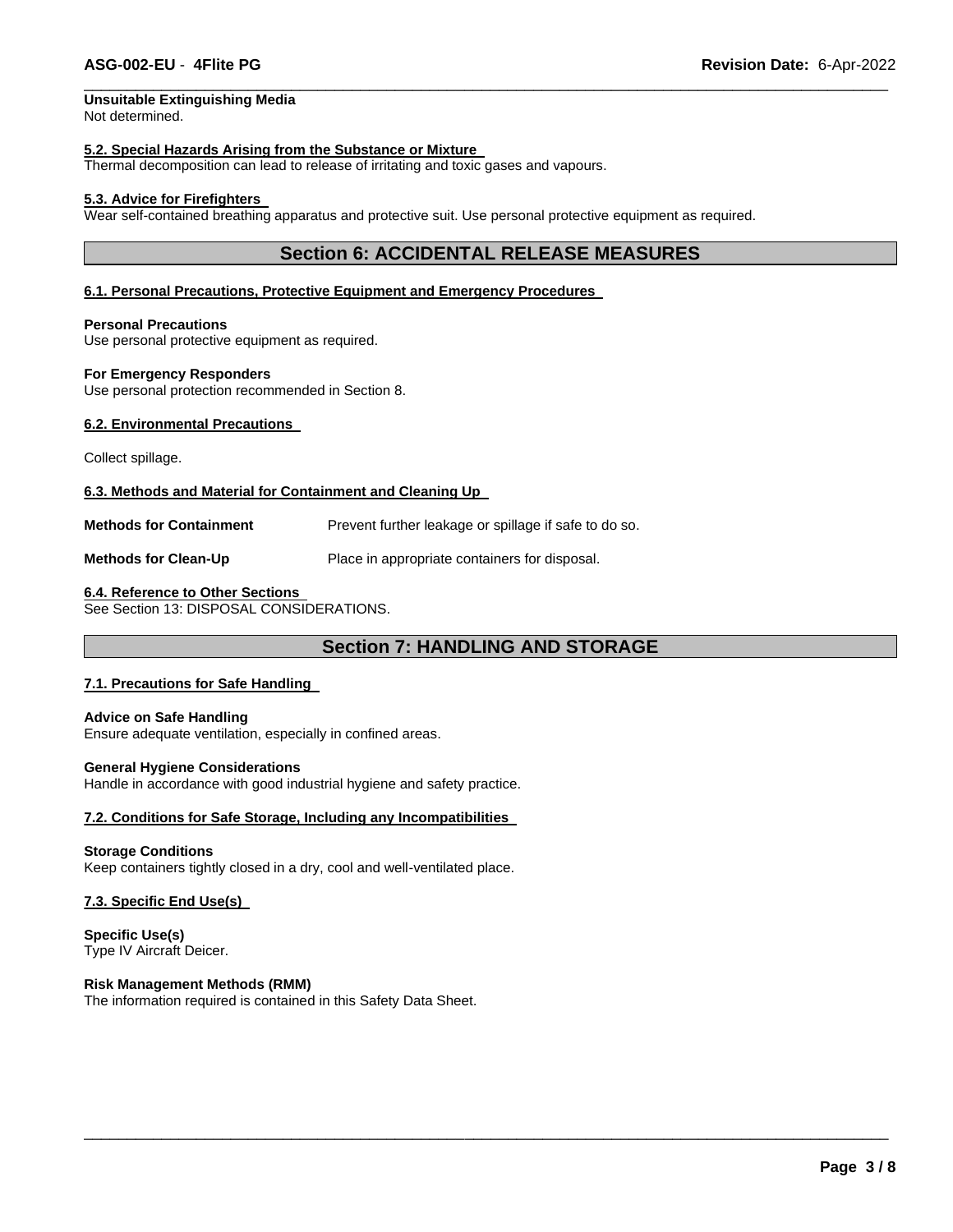**Unsuitable Extinguishing Media**
Not determined.

**5.2. Special Hazards Arising from the Substance or Mixture**
Thermal decomposition can lead to release of irritating and toxic gases and vapours.

**5.3. Advice for Firefighters**
Wear self-contained breathing apparatus and protective suit. Use personal protective equipment as required.

## Section 6: ACCIDENTAL RELEASE MEASURES

**6.1. Personal Precautions, Protective Equipment and Emergency Procedures**

**Personal Precautions**
Use personal protective equipment as required.

**For Emergency Responders**
Use personal protection recommended in Section 8.

**6.2. Environmental Precautions**

Collect spillage.

**6.3. Methods and Material for Containment and Cleaning Up**

**Methods for Containment** Prevent further leakage or spillage if safe to do so.

**Methods for Clean-Up** Place in appropriate containers for disposal.

**6.4. Reference to Other Sections**
See Section 13: DISPOSAL CONSIDERATIONS.

## Section 7: HANDLING AND STORAGE

**7.1. Precautions for Safe Handling**

**Advice on Safe Handling**
Ensure adequate ventilation, especially in confined areas.

**General Hygiene Considerations**
Handle in accordance with good industrial hygiene and safety practice.

**7.2. Conditions for Safe Storage, Including any Incompatibilities**

**Storage Conditions**
Keep containers tightly closed in a dry, cool and well-ventilated place.

**7.3. Specific End Use(s)**

**Specific Use(s)**
Type IV Aircraft Deicer.

**Risk Management Methods (RMM)**
The information required is contained in this Safety Data Sheet.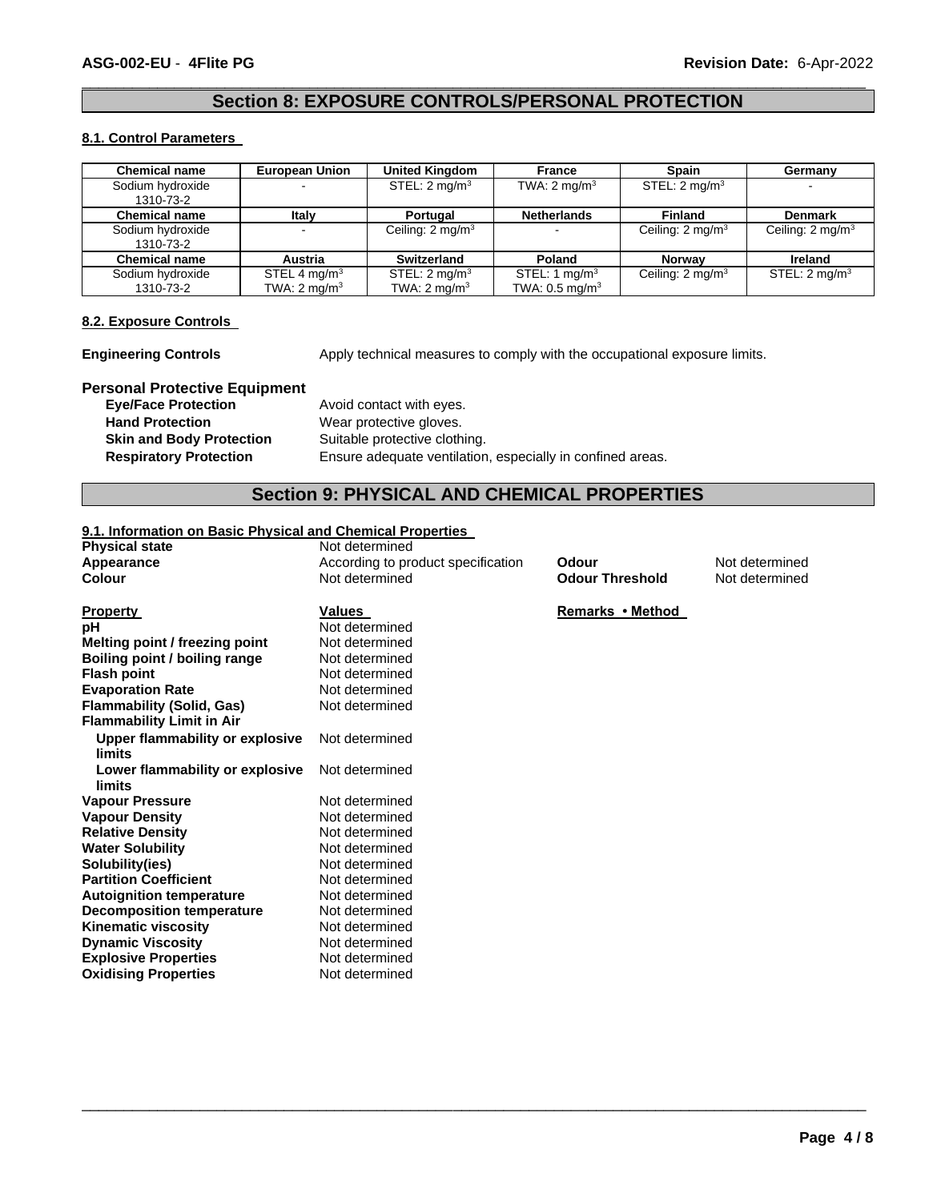## Section 8: EXPOSURE CONTROLS/PERSONAL PROTECTION

### 8.1. Control Parameters

| Chemical name | European Union | United Kingdom | France | Spain | Germany |
|---|---|---|---|---|---|
| Sodium hydroxide 1310-73-2 | - | STEL: 2 $mg/m^3$ | TWA: 2 $mg/m^3$ | STEL: 2 $mg/m^3$ | - |
| **Chemical name** | **Italy** | **Portugal** | **Netherlands** | **Finland** | **Denmark** |
| Sodium hydroxide 1310-73-2 | - | Ceiling: 2 $mg/m^3$ | - | Ceiling: 2 $mg/m^3$ | Ceiling: 2 $mg/m^3$ |
| **Chemical name** | **Austria** | **Switzerland** | **Poland** | **Norway** | **Ireland** |
| Sodium hydroxide 1310-73-2 | STEL 4 $mg/m^3$ TWA: 2 $mg/m^3$ | STEL: 2 $mg/m^3$ TWA: 2 $mg/m^3$ | STEL: 1 $mg/m^3$ TWA: 0.5 $mg/m^3$ | Ceiling: 2 $mg/m^3$ | STEL: 2 $mg/m^3$ |

### 8.2. Exposure Controls

**Engineering Controls** Apply technical measures to comply with the occupational exposure limits.

**Personal Protective Equipment**

- **Eye/Face Protection** Avoid contact with eyes.
- **Hand Protection** Wear protective gloves.
- **Skin and Body Protection** Suitable protective clothing.
- **Respiratory Protection** Ensure adequate ventilation, especially in confined areas.

## Section 9: PHYSICAL AND CHEMICAL PROPERTIES

### 9.1. Information on Basic Physical and Chemical Properties

**Physical state** Not determined

**Appearance** According to product specification | **Odour** Not determined

**Colour** Not determined | **Odour Threshold** Not determined

| Property | Values | Remarks • Method |
|---|---|---|
| **pH** | Not determined | |
| **Melting point / freezing point** | Not determined | |
| **Boiling point / boiling range** | Not determined | |
| **Flash point** | Not determined | |
| **Evaporation Rate** | Not determined | |
| **Flammability (Solid, Gas)** | Not determined | |
| **Flammability Limit in Air** | | |
| **Upper flammability or explosive limits** | Not determined | |
| **Lower flammability or explosive limits** | Not determined | |
| **Vapour Pressure** | Not determined | |
| **Vapour Density** | Not determined | |
| **Relative Density** | Not determined | |
| **Water Solubility** | Not determined | |
| **Solubility(ies)** | Not determined | |
| **Partition Coefficient** | Not determined | |
| **Autoignition temperature** | Not determined | |
| **Decomposition temperature** | Not determined | |
| **Kinematic viscosity** | Not determined | |
| **Dynamic Viscosity** | Not determined | |
| **Explosive Properties** | Not determined | |
| **Oxidising Properties** | Not determined | |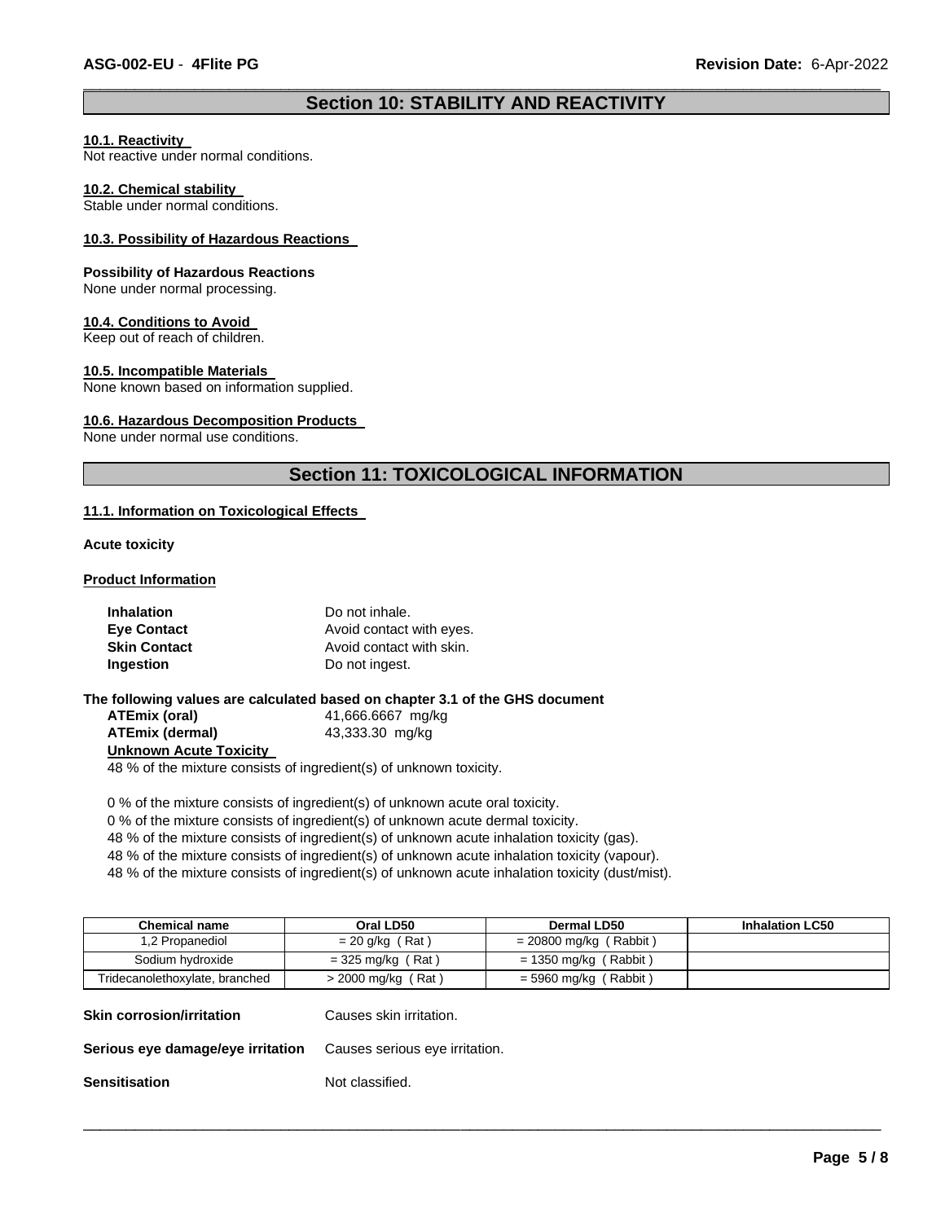## Section 10: STABILITY AND REACTIVITY

**10.1. Reactivity**

Not reactive under normal conditions.

**10.2. Chemical stability**

Stable under normal conditions.

**10.3. Possibility of Hazardous Reactions**

**Possibility of Hazardous Reactions**

None under normal processing.

**10.4. Conditions to Avoid**

Keep out of reach of children.

**10.5. Incompatible Materials**

None known based on information supplied.

**10.6. Hazardous Decomposition Products**

None under normal use conditions.

## Section 11: TOXICOLOGICAL INFORMATION

**11.1. Information on Toxicological Effects**

**Acute toxicity**

**Product Information**

| | |
|---|---|
| **Inhalation** | Do not inhale. |
| **Eye Contact** | Avoid contact with eyes. |
| **Skin Contact** | Avoid contact with skin. |
| **Ingestion** | Do not ingest. |

**The following values are calculated based on chapter 3.1 of the GHS document**

| | |
|---|---|
| **ATEmix (oral)** | 41,666.6667 mg/kg |
| **ATEmix (dermal)** | 43,333.30 mg/kg |

**Unknown Acute Toxicity**

48 % of the mixture consists of ingredient(s) of unknown toxicity.

0 % of the mixture consists of ingredient(s) of unknown acute oral toxicity.
0 % of the mixture consists of ingredient(s) of unknown acute dermal toxicity.
48 % of the mixture consists of ingredient(s) of unknown acute inhalation toxicity (gas).
48 % of the mixture consists of ingredient(s) of unknown acute inhalation toxicity (vapour).
48 % of the mixture consists of ingredient(s) of unknown acute inhalation toxicity (dust/mist).

| Chemical name | Oral LD50 | Dermal LD50 | Inhalation LC50 |
|---|---|---|---|
| 1,2 Propanediol | = 20 g/kg ( Rat ) | = 20800 mg/kg ( Rabbit ) | |
| Sodium hydroxide | = 325 mg/kg ( Rat ) | = 1350 mg/kg ( Rabbit ) | |
| Tridecanolethoxylate, branched | > 2000 mg/kg ( Rat ) | = 5960 mg/kg ( Rabbit ) | |

| | |
|---|---|
| **Skin corrosion/irritation** | Causes skin irritation. |
| **Serious eye damage/eye irritation** | Causes serious eye irritation. |
| **Sensitisation** | Not classified. |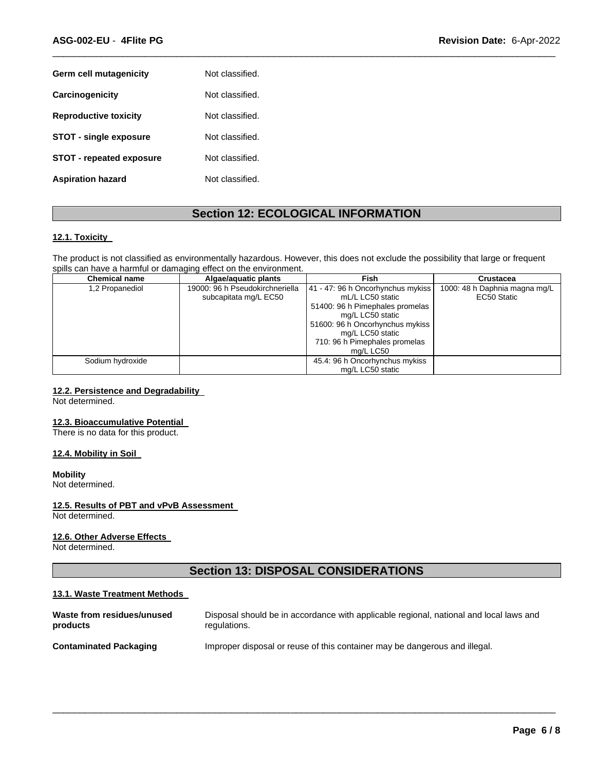| | |
|---|---|
| **Germ cell mutagenicity** | Not classified. |
| **Carcinogenicity** | Not classified. |
| **Reproductive toxicity** | Not classified. |
| **STOT - single exposure** | Not classified. |
| **STOT - repeated exposure** | Not classified. |
| **Aspiration hazard** | Not classified. |

## Section 12: ECOLOGICAL INFORMATION

### 12.1. Toxicity

The product is not classified as environmentally hazardous. However, this does not exclude the possibility that large or frequent spills can have a harmful or damaging effect on the environment.

| Chemical name | Algae/aquatic plants | Fish | Crustacea |
|---|---|---|---|
| 1,2 Propanediol | 19000: 96 h Pseudokirchneriella subcapitata mg/L EC50 | 41 - 47: 96 h Oncorhynchus mykiss mL/L LC50 static<br>51400: 96 h Pimephales promelas mg/L LC50 static<br>51600: 96 h Oncorhynchus mykiss mg/L LC50 static<br>710: 96 h Pimephales promelas mg/L LC50 | 1000: 48 h Daphnia magna mg/L EC50 Static |
| Sodium hydroxide | | 45.4: 96 h Oncorhynchus mykiss mg/L LC50 static | |

### 12.2. Persistence and Degradability

Not determined.

### 12.3. Bioaccumulative Potential

There is no data for this product.

### 12.4. Mobility in Soil

**Mobility**

Not determined.

### 12.5. Results of PBT and vPvB Assessment

Not determined.

### 12.6. Other Adverse Effects

Not determined.

## Section 13: DISPOSAL CONSIDERATIONS

### 13.1. Waste Treatment Methods

| | |
|---|---|
| **Waste from residues/unused products** | Disposal should be in accordance with applicable regional, national and local laws and regulations. |
| **Contaminated Packaging** | Improper disposal or reuse of this container may be dangerous and illegal. |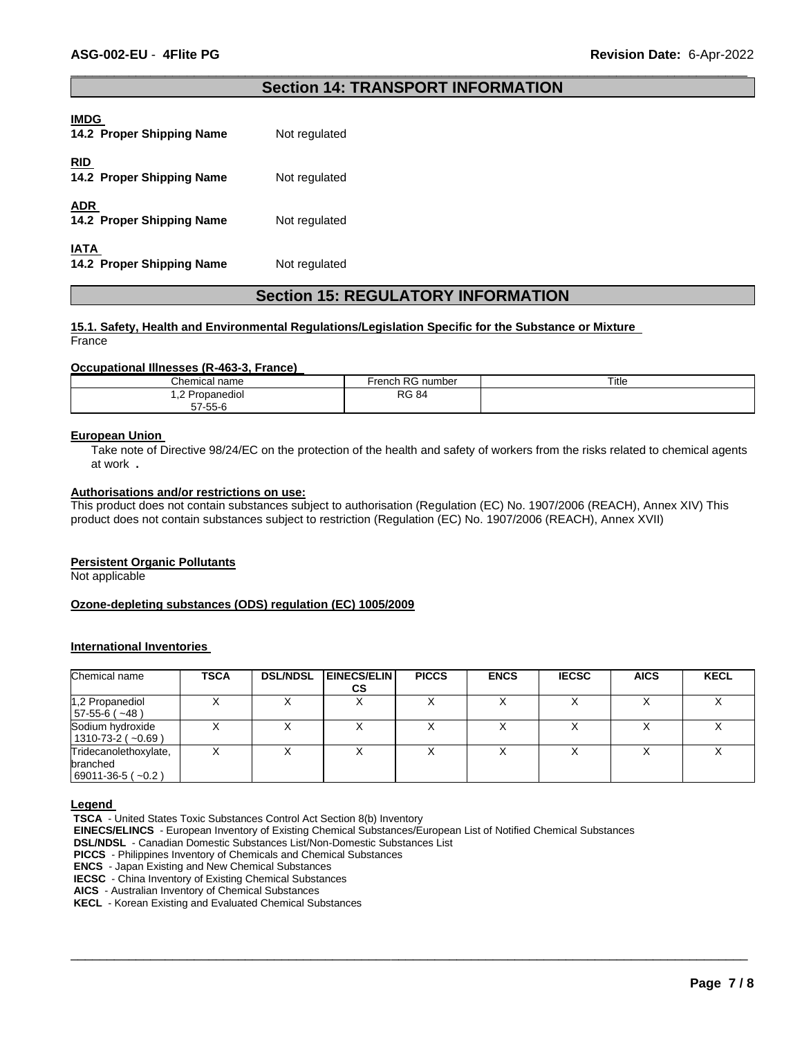## Section 14: TRANSPORT INFORMATION

**IMDG**

**14.2 Proper Shipping Name** Not regulated

**RID**

**14.2 Proper Shipping Name** Not regulated

**ADR**

**14.2 Proper Shipping Name** Not regulated

**IATA**

**14.2 Proper Shipping Name** Not regulated

## Section 15: REGULATORY INFORMATION

**15.1. Safety, Health and Environmental Regulations/Legislation Specific for the Substance or Mixture**

France

**Occupational Illnesses (R-463-3, France)**

| Chemical name | French RG number | Title |
|---|---|---|
| 1,2 Propanediol<br>57-55-6 | RG 84 | |

**European Union**

Take note of Directive 98/24/EC on the protection of the health and safety of workers from the risks related to chemical agents at work .

**Authorisations and/or restrictions on use:**

This product does not contain substances subject to authorisation (Regulation (EC) No. 1907/2006 (REACH), Annex XIV) This product does not contain substances subject to restriction (Regulation (EC) No. 1907/2006 (REACH), Annex XVII)

**Persistent Organic Pollutants**

Not applicable

**Ozone-depleting substances (ODS) regulation (EC) 1005/2009**

**International Inventories**

| Chemical name | TSCA | DSL/NDSL | EINECS/ELINCS | PICCS | ENCS | IECSC | AICS | KECL |
|---|---|---|---|---|---|---|---|---|
| 1,2 Propanediol<br>57-55-6 ( ~48 ) | X | X | X | X | X | X | X | X |
| Sodium hydroxide<br>1310-73-2 ( ~0.69 ) | X | X | X | X | X | X | X | X |
| Tridecanolethoxylate, branched<br>69011-36-5 ( ~0.2 ) | X | X | X | X | X | X | X | X |

**Legend**

**TSCA** - United States Toxic Substances Control Act Section 8(b) Inventory
**EINECS/ELINCS** - European Inventory of Existing Chemical Substances/European List of Notified Chemical Substances
**DSL/NDSL** - Canadian Domestic Substances List/Non-Domestic Substances List
**PICCS** - Philippines Inventory of Chemicals and Chemical Substances
**ENCS** - Japan Existing and New Chemical Substances
**IECSC** - China Inventory of Existing Chemical Substances
**AICS** - Australian Inventory of Chemical Substances
**KECL** - Korean Existing and Evaluated Chemical Substances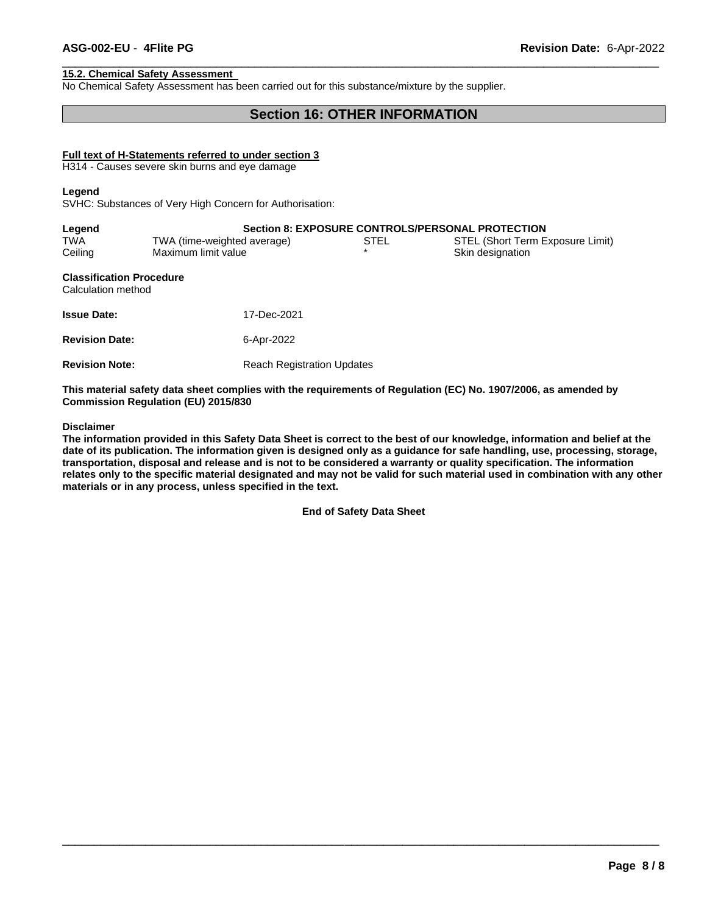**15.2. Chemical Safety Assessment**

No Chemical Safety Assessment has been carried out for this substance/mixture by the supplier.

## Section 16: OTHER INFORMATION

**Full text of H-Statements referred to under section 3**

H314 - Causes severe skin burns and eye damage

**Legend**

SVHC: Substances of Very High Concern for Authorisation:

| Legend | Section 8: EXPOSURE CONTROLS/PERSONAL PROTECTION | | |
|---|---|---|---|
| TWA | TWA (time-weighted average) | STEL | STEL (Short Term Exposure Limit) |
| Ceiling | Maximum limit value | * | Skin designation |

**Classification Procedure**

Calculation method

**Issue Date:** 17-Dec-2021

**Revision Date:** 6-Apr-2022

**Revision Note:** Reach Registration Updates

**This material safety data sheet complies with the requirements of Regulation (EC) No. 1907/2006, as amended by Commission Regulation (EU) 2015/830**

**Disclaimer**

**The information provided in this Safety Data Sheet is correct to the best of our knowledge, information and belief at the date of its publication. The information given is designed only as a guidance for safe handling, use, processing, storage, transportation, disposal and release and is not to be considered a warranty or quality specification. The information relates only to the specific material designated and may not be valid for such material used in combination with any other materials or in any process, unless specified in the text.**

**End of Safety Data Sheet**